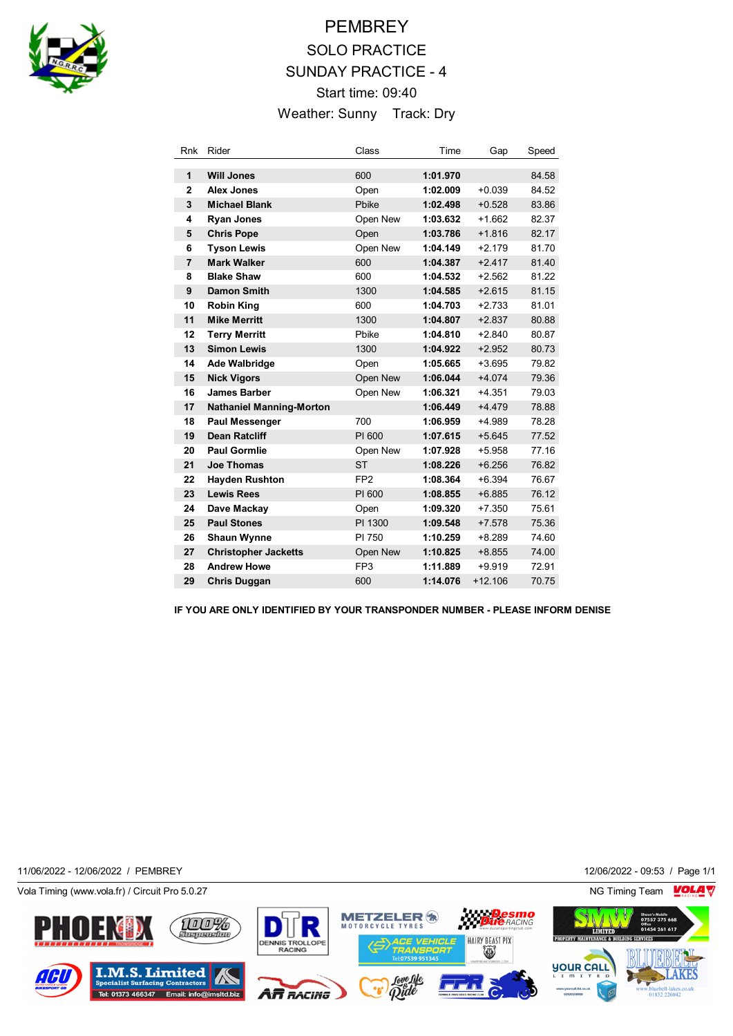# PEMBREY

## SOLO PRACTICE

## SUNDAY PRACTICE - 4

Start time: 09:40

Weather: Sunny Track: Dry

| Rnk | Rider | Class | Time | Gap | Speed |
|---|---|---|---|---|---|
| 1 | **Will Jones** | 600 | **1:01.970** | | 84.58 |
| 2 | **Alex Jones** | Open | **1:02.009** | +0.039 | 84.52 |
| 3 | **Michael Blank** | Pbike | **1:02.498** | +0.528 | 83.86 |
| 4 | **Ryan Jones** | Open New | **1:03.632** | +1.662 | 82.37 |
| 5 | **Chris Pope** | Open | **1:03.786** | +1.816 | 82.17 |
| 6 | **Tyson Lewis** | Open New | **1:04.149** | +2.179 | 81.70 |
| 7 | **Mark Walker** | 600 | **1:04.387** | +2.417 | 81.40 |
| 8 | **Blake Shaw** | 600 | **1:04.532** | +2.562 | 81.22 |
| 9 | **Damon Smith** | 1300 | **1:04.585** | +2.615 | 81.15 |
| 10 | **Robin King** | 600 | **1:04.703** | +2.733 | 81.01 |
| 11 | **Mike Merritt** | 1300 | **1:04.807** | +2.837 | 80.88 |
| 12 | **Terry Merritt** | Pbike | **1:04.810** | +2.840 | 80.87 |
| 13 | **Simon Lewis** | 1300 | **1:04.922** | +2.952 | 80.73 |
| 14 | **Ade Walbridge** | Open | **1:05.665** | +3.695 | 79.82 |
| 15 | **Nick Vigors** | Open New | **1:06.044** | +4.074 | 79.36 |
| 16 | **James Barber** | Open New | **1:06.321** | +4.351 | 79.03 |
| 17 | **Nathaniel Manning-Morton** | | **1:06.449** | +4.479 | 78.88 |
| 18 | **Paul Messenger** | 700 | **1:06.959** | +4.989 | 78.28 |
| 19 | **Dean Ratcliff** | PI 600 | **1:07.615** | +5.645 | 77.52 |
| 20 | **Paul Gormlie** | Open New | **1:07.928** | +5.958 | 77.16 |
| 21 | **Joe Thomas** | ST | **1:08.226** | +6.256 | 76.82 |
| 22 | **Hayden Rushton** | FP2 | **1:08.364** | +6.394 | 76.67 |
| 23 | **Lewis Rees** | PI 600 | **1:08.855** | +6.885 | 76.12 |
| 24 | **Dave Mackay** | Open | **1:09.320** | +7.350 | 75.61 |
| 25 | **Paul Stones** | PI 1300 | **1:09.548** | +7.578 | 75.36 |
| 26 | **Shaun Wynne** | PI 750 | **1:10.259** | +8.289 | 74.60 |
| 27 | **Christopher Jacketts** | Open New | **1:10.825** | +8.855 | 74.00 |
| 28 | **Andrew Howe** | FP3 | **1:11.889** | +9.919 | 72.91 |
| 29 | **Chris Duggan** | 600 | **1:14.076** | +12.106 | 70.75 |

**IF YOU ARE ONLY IDENTIFIED BY YOUR TRANSPONDER NUMBER - PLEASE INFORM DENISE**

11/06/2022 - 12/06/2022 / PEMBREY — 12/06/2022 - 09:53 / Page 1/1

Vola Timing (www.vola.fr) / Circuit Pro 5.0.27 — NG Timing Team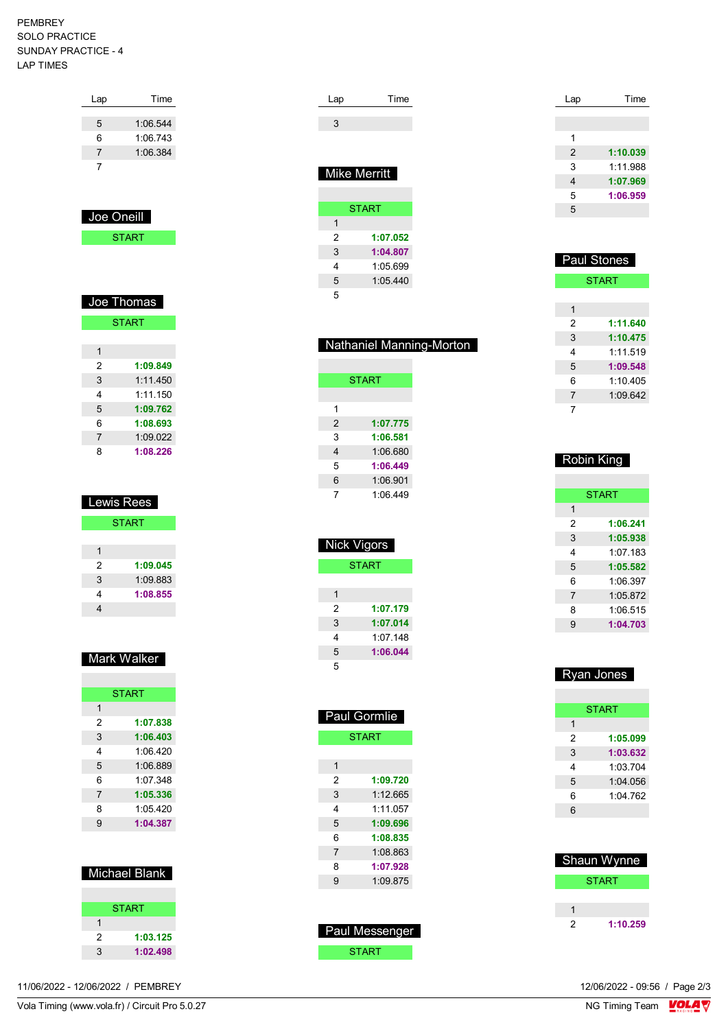PEMBREY
SOLO PRACTICE
SUNDAY PRACTICE - 4
LAP TIMES

| Lap | Time |
|---|---|
| 5 | 1:06.544 |
| 6 | 1:06.743 |
| 7 | 1:06.384 |
| 7 | |

## Joe Oneill

| Lap | Time |
|---|---|
| START | |

## Joe Thomas

| Lap | Time |
|---|---|
| START | |
| 1 | |
| 2 | **1:09.849** |
| 3 | 1:11.450 |
| 4 | 1:11.150 |
| 5 | **1:09.762** |
| 6 | **1:08.693** |
| 7 | 1:09.022 |
| 8 | **1:08.226** |

## Lewis Rees

| Lap | Time |
|---|---|
| START | |
| 1 | |
| 2 | **1:09.045** |
| 3 | 1:09.883 |
| 4 | **1:08.855** |
| 4 | |

## Mark Walker

| Lap | Time |
|---|---|
| START | |
| 1 | |
| 2 | **1:07.838** |
| 3 | **1:06.403** |
| 4 | 1:06.420 |
| 5 | 1:06.889 |
| 6 | 1:07.348 |
| 7 | **1:05.336** |
| 8 | 1:05.420 |
| 9 | **1:04.387** |

## Michael Blank

| Lap | Time |
|---|---|
| START | |
| 1 | |
| 2 | **1:03.125** |
| 3 | **1:02.498** |

| Lap | Time |
|---|---|
| 3 | |

## Mike Merritt

| Lap | Time |
|---|---|
| START | |
| 1 | |
| 2 | **1:07.052** |
| 3 | **1:04.807** |
| 4 | 1:05.699 |
| 5 | 1:05.440 |
| 5 | |

## Nathaniel Manning-Morton

| Lap | Time |
|---|---|
| START | |
| 1 | |
| 2 | **1:07.775** |
| 3 | **1:06.581** |
| 4 | 1:06.680 |
| 5 | **1:06.449** |
| 6 | 1:06.901 |
| 7 | 1:06.449 |

## Nick Vigors

| Lap | Time |
|---|---|
| START | |
| 1 | |
| 2 | **1:07.179** |
| 3 | **1:07.014** |
| 4 | 1:07.148 |
| 5 | **1:06.044** |
| 5 | |

## Paul Gormlie

| Lap | Time |
|---|---|
| START | |
| 1 | |
| 2 | **1:09.720** |
| 3 | 1:12.665 |
| 4 | 1:11.057 |
| 5 | **1:09.696** |
| 6 | **1:08.835** |
| 7 | 1:08.863 |
| 8 | **1:07.928** |
| 9 | 1:09.875 |

## Paul Messenger

| Lap | Time |
|---|---|
| START | |

| Lap | Time |
|---|---|
| 1 | |
| 2 | **1:10.039** |
| 3 | 1:11.988 |
| 4 | **1:07.969** |
| 5 | **1:06.959** |
| 5 | |

## Paul Stones

| Lap | Time |
|---|---|
| START | |
| 1 | |
| 2 | **1:11.640** |
| 3 | **1:10.475** |
| 4 | 1:11.519 |
| 5 | **1:09.548** |
| 6 | 1:10.405 |
| 7 | 1:09.642 |
| 7 | |

## Robin King

| Lap | Time |
|---|---|
| START | |
| 1 | |
| 2 | **1:06.241** |
| 3 | **1:05.938** |
| 4 | 1:07.183 |
| 5 | **1:05.582** |
| 6 | 1:06.397 |
| 7 | 1:05.872 |
| 8 | 1:06.515 |
| 9 | **1:04.703** |

## Ryan Jones

| Lap | Time |
|---|---|
| START | |
| 1 | |
| 2 | **1:05.099** |
| 3 | **1:03.632** |
| 4 | 1:03.704 |
| 5 | 1:04.056 |
| 6 | 1:04.762 |
| 6 | |

## Shaun Wynne

| Lap | Time |
|---|---|
| START | |
| 1 | |
| 2 | **1:10.259** |

11/06/2022 - 12/06/2022 / PEMBREY

12/06/2022 - 09:56

Vola Timing (www.vola.fr) / Circuit Pro 5.0.27

NG Timing Team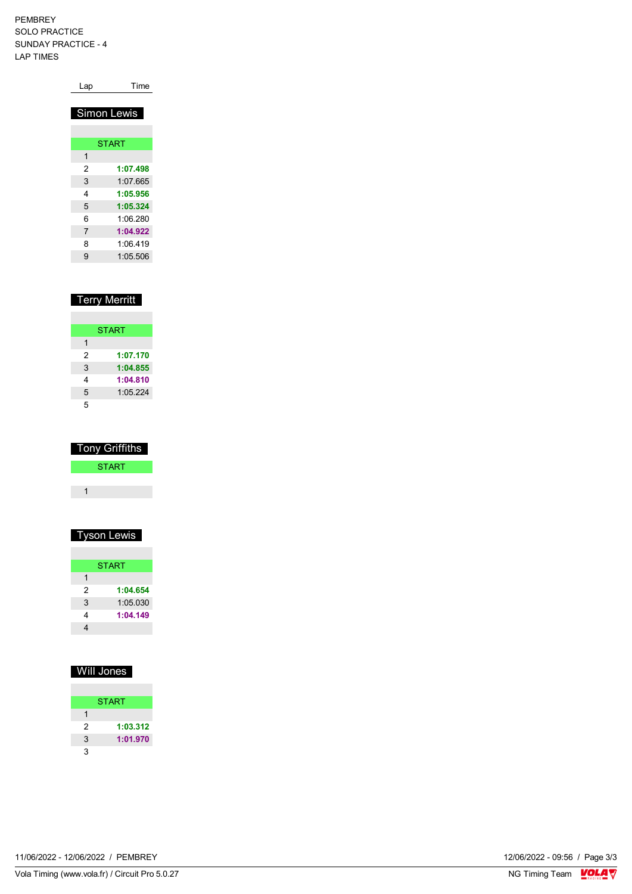PEMBREY
SOLO PRACTICE
SUNDAY PRACTICE - 4
LAP TIMES

## Simon Lewis

| Lap | Time |
|---|---|
| START | |
| 1 | |
| 2 | **1:07.498** |
| 3 | 1:07.665 |
| 4 | **1:05.956** |
| 5 | **1:05.324** |
| 6 | 1:06.280 |
| 7 | **1:04.922** |
| 8 | 1:06.419 |
| 9 | 1:05.506 |

## Terry Merritt

| Lap | Time |
|---|---|
| START | |
| 1 | |
| 2 | **1:07.170** |
| 3 | **1:04.855** |
| 4 | **1:04.810** |
| 5 | 1:05.224 |
| 5 | |

## Tony Griffiths

| Lap | Time |
|---|---|
| START | |
| 1 | |

## Tyson Lewis

| Lap | Time |
|---|---|
| START | |
| 1 | |
| 2 | **1:04.654** |
| 3 | 1:05.030 |
| 4 | **1:04.149** |
| 4 | |

## Will Jones

| Lap | Time |
|---|---|
| START | |
| 1 | |
| 2 | **1:03.312** |
| 3 | **1:01.970** |
| 3 | |

11/06/2022 - 12/06/2022 / PEMBREY

12/06/2022 - 09:56

Vola Timing (www.vola.fr) / Circuit Pro 5.0.27

NG Timing Team